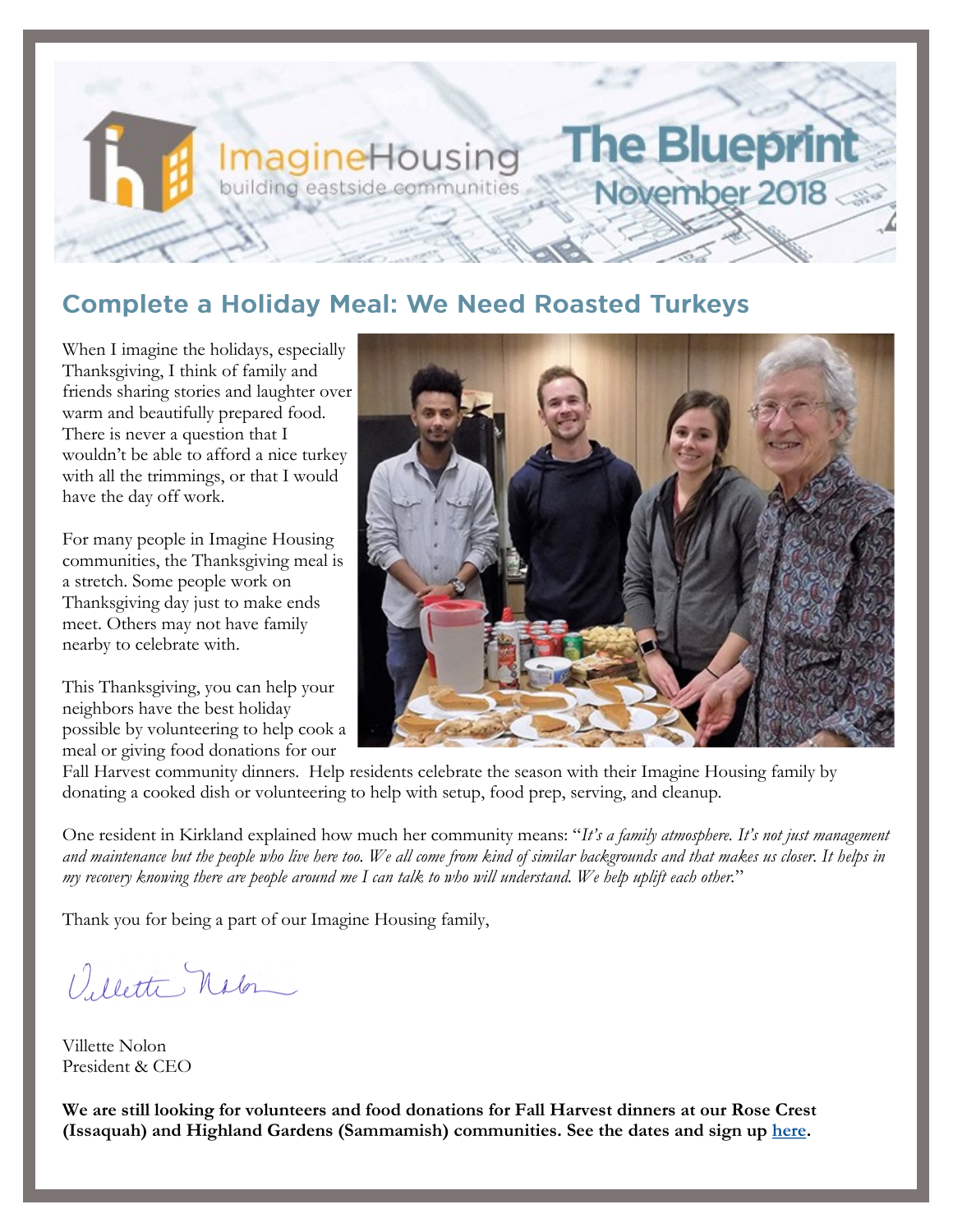ImagineHousing
building eastside communities

# The Blueprint
## November 2018

## Complete a Holiday Meal: We Need Roasted Turkeys

When I imagine the holidays, especially Thanksgiving, I think of family and friends sharing stories and laughter over warm and beautifully prepared food. There is never a question that I wouldn't be able to afford a nice turkey with all the trimmings, or that I would have the day off work.

For many people in Imagine Housing communities, the Thanksgiving meal is a stretch. Some people work on Thanksgiving day just to make ends meet. Others may not have family nearby to celebrate with.

This Thanksgiving, you can help your neighbors have the best holiday possible by volunteering to help cook a meal or giving food donations for our Fall Harvest community dinners. Help residents celebrate the season with their Imagine Housing family by donating a cooked dish or volunteering to help with setup, food prep, serving, and cleanup.

One resident in Kirkland explained how much her community means: "*It's a family atmosphere. It's not just management and maintenance but the people who live here too. We all come from kind of similar backgrounds and that makes us closer. It helps in my recovery knowing there are people around me I can talk to who will understand. We help uplift each other.*"

Thank you for being a part of our Imagine Housing family,

Villette Nolon
President & CEO

**We are still looking for volunteers and food donations for Fall Harvest dinners at our Rose Crest (Issaquah) and Highland Gardens (Sammamish) communities. See the dates and sign up [here](#).**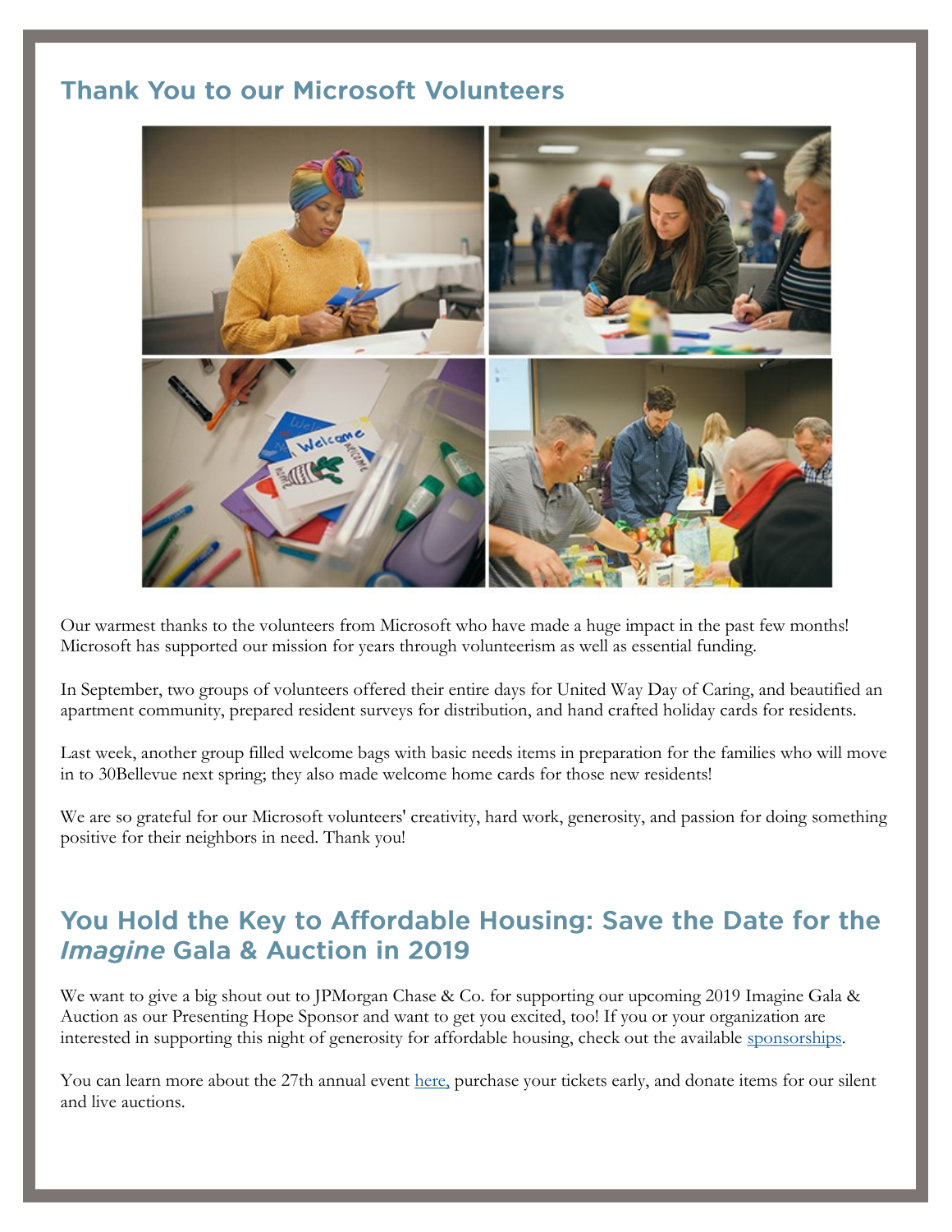## Thank You to our Microsoft Volunteers

Our warmest thanks to the volunteers from Microsoft who have made a huge impact in the past few months! Microsoft has supported our mission for years through volunteerism as well as essential funding.

In September, two groups of volunteers offered their entire days for United Way Day of Caring, and beautified an apartment community, prepared resident surveys for distribution, and hand crafted holiday cards for residents.

Last week, another group filled welcome bags with basic needs items in preparation for the families who will move in to 30Bellevue next spring; they also made welcome home cards for those new residents!

We are so grateful for our Microsoft volunteers' creativity, hard work, generosity, and passion for doing something positive for their neighbors in need. Thank you!

## You Hold the Key to Affordable Housing: Save the Date for the *Imagine* Gala & Auction in 2019

We want to give a big shout out to JPMorgan Chase & Co. for supporting our upcoming 2019 Imagine Gala & Auction as our Presenting Hope Sponsor and want to get you excited, too! If you or your organization are interested in supporting this night of generosity for affordable housing, check out the available sponsorships.

You can learn more about the 27th annual event here, purchase your tickets early, and donate items for our silent and live auctions.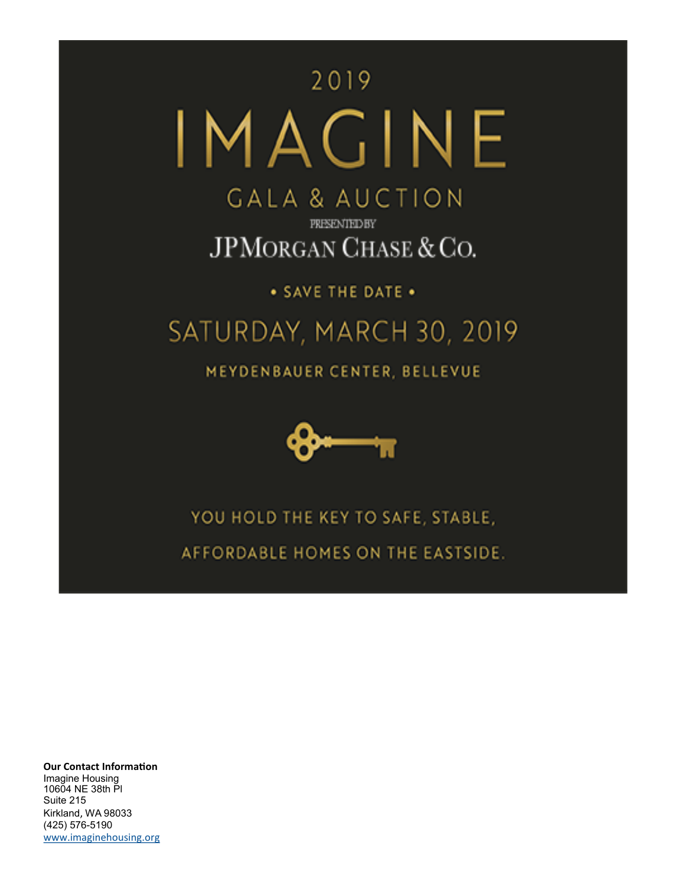2019

# IMAGINE

## GALA & AUCTION

PRESENTED BY

JPMORGAN CHASE & CO.

• SAVE THE DATE •

## SATURDAY, MARCH 30, 2019

MEYDENBAUER CENTER, BELLEVUE

YOU HOLD THE KEY TO SAFE, STABLE,

AFFORDABLE HOMES ON THE EASTSIDE.

**Our Contact Information**
Imagine Housing
10604 NE 38th Pl
Suite 215
Kirkland, WA 98033
(425) 576-5190
www.imaginehousing.org